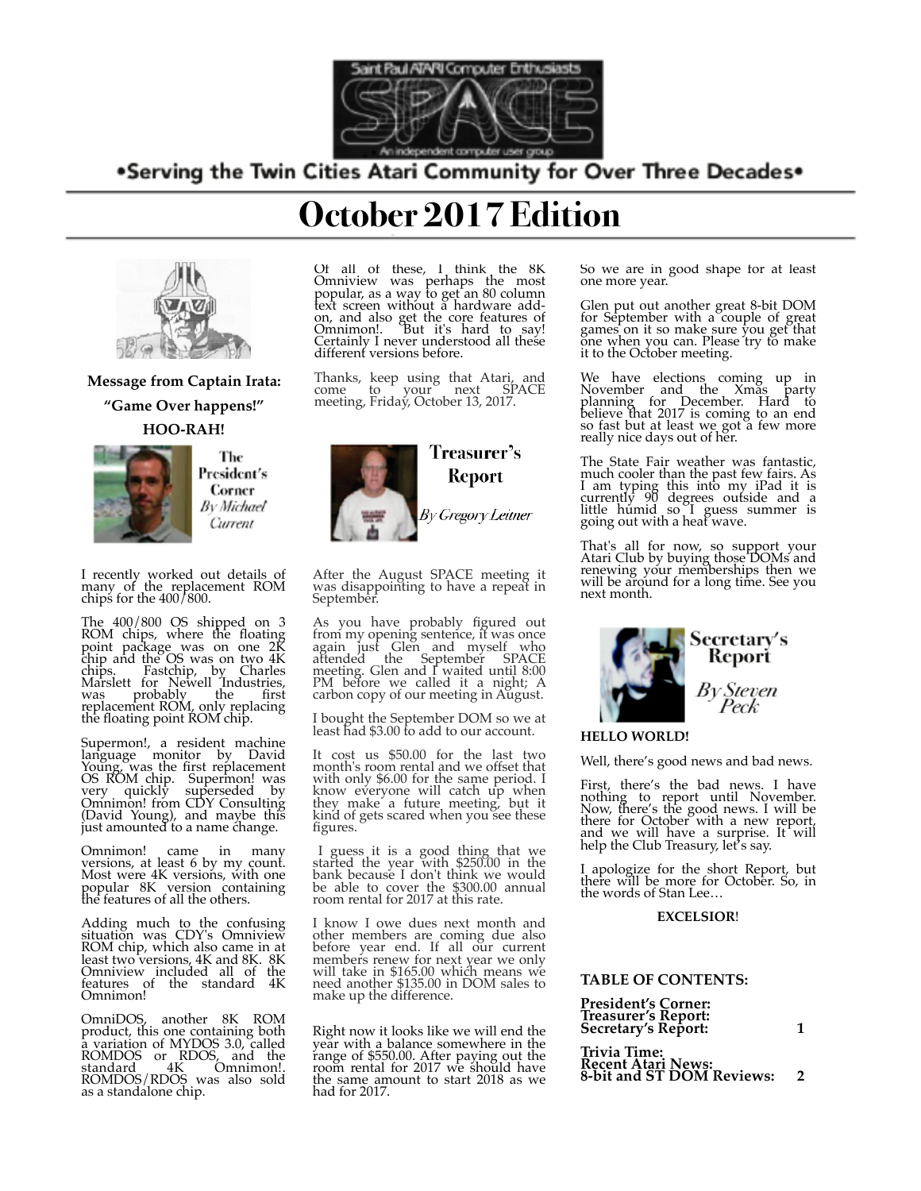Saint Paul ATARI Computer Enthusiasts

SPACE

An independent computer user group

•Serving the Twin Cities Atari Community for Over Three Decades•

# October 2017 Edition

**Message from Captain Irata:**

**“Game Over happens!”**

**HOO-RAH!**

## The President's Corner

*By Michael Current*

I recently worked out details of many of the replacement ROM chips for the 400/800.

The 400/800 OS shipped on 3 ROM chips, where the floating point package was on one 2K chip and the OS was on two 4K chips. Fastchip, by Charles Marslett for Newell Industries, was probably the first replacement ROM, only replacing the floating point ROM chip.

Supermon!, a resident machine language monitor by David Young, was the first replacement OS ROM chip. Supermon! was very quickly superseded by Omnimon! from CDY Consulting (David Young), and maybe this just amounted to a name change.

Omnimon! came in many versions, at least 6 by my count. Most were 4K versions, with one popular 8K version containing the features of all the others.

Adding much to the confusing situation was CDY's Omniview ROM chip, which also came in at least two versions, 4K and 8K. 8K Omniview included all of the features of the standard 4K Omnimon!

OmniDOS, another 8K ROM product, this one containing both a variation of MYDOS 3.0, called ROMDOS or RDOS, and the standard 4K Omnimon!. ROMDOS/RDOS was also sold as a standalone chip.

Of all of these, I think the 8K Omniview was perhaps the most popular, as a way to get an 80 column text screen without a hardware add-on, and also get the core features of Omnimon!. But it's hard to say! Certainly I never understood all these different versions before.

Thanks, keep using that Atari, and come to your next SPACE meeting, Friday, October 13, 2017.

## Treasurer's Report

*By Gregory Leitner*

After the August SPACE meeting it was disappointing to have a repeat in September.

As you have probably figured out from my opening sentence, it was once again just Glen and myself who attended the September SPACE meeting. Glen and I waited until 8:00 PM before we called it a night; A carbon copy of our meeting in August.

I bought the September DOM so we at least had $3.00 to add to our account.

It cost us $50.00 for the last two month's room rental and we offset that with only $6.00 for the same period. I know everyone will catch up when they make a future meeting, but it kind of gets scared when you see these figures.

I guess it is a good thing that we started the year with $250.00 in the bank because I don't think we would be able to cover the $300.00 annual room rental for 2017 at this rate.

I know I owe dues next month and other members are coming due also before year end. If all our current members renew for next year we only will take in $165.00 which means we need another $135.00 in DOM sales to make up the difference.

Right now it looks like we will end the year with a balance somewhere in the range of $550.00. After paying out the room rental for 2017 we should have the same amount to start 2018 as we had for 2017.

So we are in good shape for at least one more year.

Glen put out another great 8-bit DOM for September with a couple of great games on it so make sure you get that one when you can. Please try to make it to the October meeting.

We have elections coming up in November and the Xmas party planning for December. Hard to believe that 2017 is coming to an end so fast but at least we got a few more really nice days out of her.

The State Fair weather was fantastic, much cooler than the past few fairs. As I am typing this into my iPad it is currently 90 degrees outside and a little humid so I guess summer is going out with a heat wave.

That's all for now, so support your Atari Club by buying those DOMs and renewing your memberships then we will be around for a long time. See you next month.

## Secretary's Report

*By Steven Peck*

**HELLO WORLD!**

Well, there's good news and bad news.

First, there's the bad news. I have nothing to report until November. Now, there's the good news. I will be there for October with a new report, and we will have a surprise. It will help the Club Treasury, let's say.

I apologize for the short Report, but there will be more for October. So, in the words of Stan Lee…

**EXCELSIOR!**

**TABLE OF CONTENTS:**

**President's Corner:**
**Treasurer's Report:**
**Secretary's Report: 1**

**Trivia Time:**
**Recent Atari News:**
**8-bit and ST DOM Reviews: 2**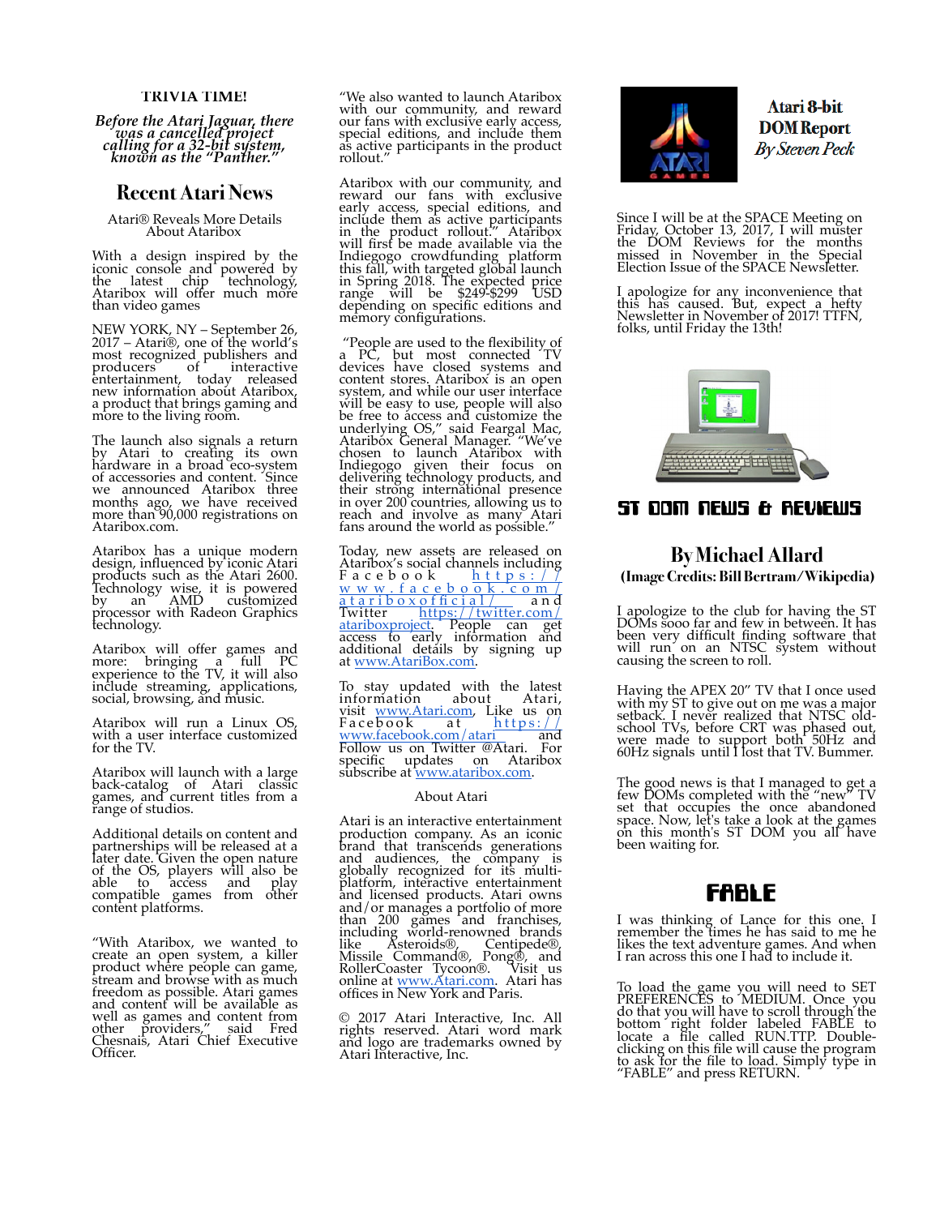TRIVIA TIME!

*Before the Atari Jaguar, there was a cancelled project calling for a 32-bit system, known as the "Panther."*

## Recent Atari News

Atari® Reveals More Details About Ataribox

With a design inspired by the iconic console and powered by the latest chip technology, Ataribox will offer much more than video games

NEW YORK, NY – September 26, 2017 – Atari®, one of the world's most recognized publishers and producers of interactive entertainment, today released new information about Ataribox, a product that brings gaming and more to the living room.

The launch also signals a return by Atari to creating its own hardware in a broad eco-system of accessories and content. Since we announced Ataribox three months ago, we have received more than 90,000 registrations on Ataribox.com.

Ataribox has a unique modern design, influenced by iconic Atari products such as the Atari 2600. Technology wise, it is powered by an AMD customized processor with Radeon Graphics technology.

Ataribox will offer games and more: bringing a full PC experience to the TV, it will also include streaming, applications, social, browsing, and music.

Ataribox will run a Linux OS, with a user interface customized for the TV.

Ataribox will launch with a large back-catalog of Atari classic games, and current titles from a range of studios.

Additional details on content and partnerships will be released at a later date. Given the open nature of the OS, players will also be able to access and play compatible games from other content platforms.

"With Ataribox, we wanted to create an open system, a killer product where people can game, stream and browse with as much freedom as possible. Atari games and content will be available as well as games and content from other providers," said Fred Chesnais, Atari Chief Executive Officer.

"We also wanted to launch Ataribox with our community, and reward our fans with exclusive early access, special editions, and include them as active participants in the product rollout."

Ataribox with our community, and reward our fans with exclusive early access, special editions, and include them as active participants in the product rollout." Ataribox will first be made available via the Indiegogo crowdfunding platform this fall, with targeted global launch in Spring 2018. The expected price range will be $249-$299 USD depending on specific editions and memory configurations.

"People are used to the flexibility of a PC, but most connected TV devices have closed systems and content stores. Ataribox is an open system, and while our user interface will be easy to use, people will also be free to access and customize the underlying OS," said Feargal Mac, Ataribox General Manager. "We've chosen to launch Ataribox with Indiegogo given their focus on delivering technology products, and their strong international presence in over 200 countries, allowing us to reach and involve as many Atari fans around the world as possible."

Today, new assets are released on Ataribox's social channels including Facebook https://www.facebook.com/ataribofficial/ and Twitter https://twitter.com/ataribproject. People can get access to early information and additional details by signing up at www.AtariBox.com.

To stay updated with the latest information about Atari, visit www.Atari.com, Like us on Facebook at https://www.facebook.com/atari and Follow us on Twitter @Atari. For specific updates on Ataribox subscribe at www.ataribox.com.

About Atari

Atari is an interactive entertainment production company. As an iconic brand that transcends generations and audiences, the company is globally recognized for its multi-platform, interactive entertainment and licensed products. Atari owns and/or manages a portfolio of more than 200 games and franchises, including world-renowned brands like Asteroids®, Centipede®, Missile Command®, Pong®, and RollerCoaster Tycoon®. Visit us online at www.Atari.com. Atari has offices in New York and Paris.

© 2017 Atari Interactive, Inc. All rights reserved. Atari word mark and logo are trademarks owned by Atari Interactive, Inc.

## Atari 8-bit DOM Report

*By Steven Peck*

Since I will be at the SPACE Meeting on Friday, October 13, 2017, I will muster the DOM Reviews for the months missed in November in the Special Election Issue of the SPACE Newsletter.

I apologize for any inconvenience that this has caused. But, expect a hefty Newsletter in November of 2017! TTFN, folks, until Friday the 13th!

## ST DOM NEWS & REVIEWS

### By Michael Allard

**(Image Credits: Bill Bertram/Wikipedia)**

I apologize to the club for having the ST DOMs sooo far and few in between. It has been very difficult finding software that will run on an NTSC system without causing the screen to roll.

Having the APEX 20" TV that I once used with my ST to give out on me was a major setback. I never realized that NTSC old-school TVs, before CRT was phased out, were made to support both 50Hz and 60Hz signals until I lost that TV. Bummer.

The good news is that I managed to get a few DOMs completed with the "new" TV set that occupies the once abandoned space. Now, let's take a look at the games on this month's ST DOM you all have been waiting for.

### FABLE

I was thinking of Lance for this one. I remember the times he has said to me he likes the text adventure games. And when I ran across this one I had to include it.

To load the game you will need to SET PREFERENCES to MEDIUM. Once you do that you will have to scroll through the bottom right folder labeled FABLE to locate a file called RUN.TTP. Double-clicking on this file will cause the program to ask for the file to load. Simply type in "FABLE" and press RETURN.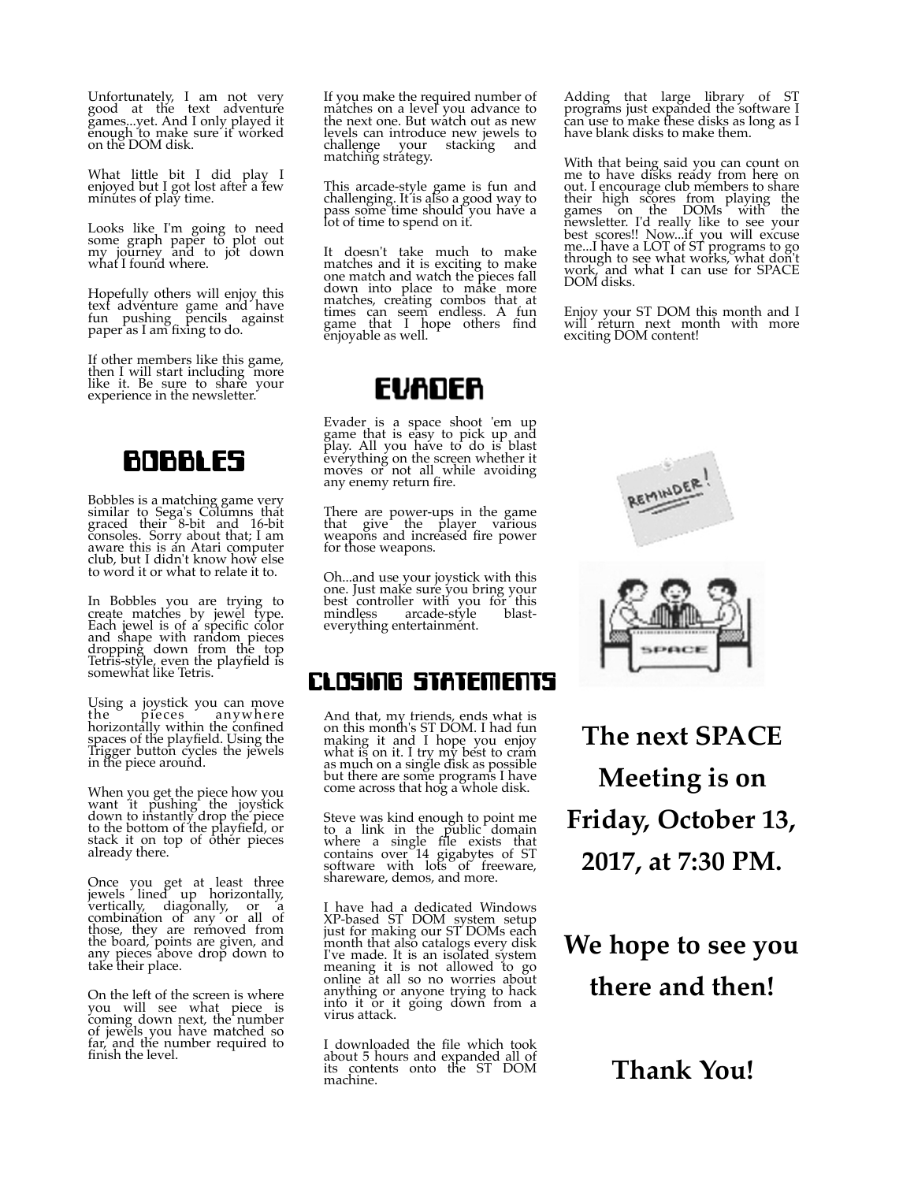Unfortunately, I am not very good at the text adventure games...yet. And I only played it enough to make sure it worked on the DOM disk.

What little bit I did play I enjoyed but I got lost after a few minutes of play time.

Looks like I'm going to need some graph paper to plot out my journey and to jot down what I found where.

Hopefully others will enjoy this text adventure game and have fun pushing pencils against paper as I am fixing to do.

If other members like this game, then I will start including more like it. Be sure to share your experience in the newsletter.

## BOBBLES

Bobbles is a matching game very similar to Sega's Columns that graced their 8-bit and 16-bit consoles. Sorry about that; I am aware this is an Atari computer club, but I didn't know how else to word it or what to relate it to.

In Bobbles you are trying to create matches by jewel type. Each jewel is of a specific color and shape with random pieces dropping down from the top Tetris-style, even the playfield is somewhat like Tetris.

Using a joystick you can move the pieces anywhere horizontally within the confined spaces of the playfield. Using the Trigger button cycles the jewels in the piece around.

When you get the piece how you want it pushing the joystick down to instantly drop the piece to the bottom of the playfield, or stack it on top of other pieces already there.

Once you get at least three jewels lined up horizontally, vertically, diagonally, or a combination of any or all of those, they are removed from the board, points are given, and any pieces above drop down to take their place.

On the left of the screen is where you will see what piece is coming down next, the number of jewels you have matched so far, and the number required to finish the level.

If you make the required number of matches on a level you advance to the next one. But watch out as new levels can introduce new jewels to challenge your stacking and matching strategy.

This arcade-style game is fun and challenging. It is also a good way to pass some time should you have a lot of time to spend on it.

It doesn't take much to make matches and it is exciting to make one match and watch the pieces fall down into place to make more matches, creating combos that at times can seem endless. A fun game that I hope others find enjoyable as well.

## EVADER

Evader is a space shoot 'em up game that is easy to pick up and play. All you have to do is blast everything on the screen whether it moves or not all while avoiding any enemy return fire.

There are power-ups in the game that give the player various weapons and increased fire power for those weapons.

Oh...and use your joystick with this one. Just make sure you bring your best controller with you for this mindless arcade-style blast-everything entertainment.

## CLOSING STATEMENTS

And that, my friends, ends what is on this month's ST DOM. I had fun making it and I hope you enjoy what is on it. I try my best to cram as much on a single disk as possible but there are some programs I have come across that hog a whole disk.

Steve was kind enough to point me to a link in the public domain where a single file exists that contains over 14 gigabytes of ST software with lots of freeware, shareware, demos, and more.

I have had a dedicated Windows XP-based ST DOM system setup just for making our ST DOMs each month that also catalogs every disk I've made. It is an isolated system meaning it is not allowed to go online at all so no worries about anything or anyone trying to hack into it or it going down from a virus attack.

I downloaded the file which took about 5 hours and expanded all of its contents onto the ST DOM machine.

Adding that large library of ST programs just expanded the software I can use to make these disks as long as I have blank disks to make them.

With that being said you can count on me to have disks ready from here on out. I encourage club members to share their high scores from playing the games on the DOMs with the newsletter. I'd really like to see your best scores!! Now...if you will excuse me...I have a LOT of ST programs to go through to see what works, what don't work, and what I can use for SPACE DOM disks.

Enjoy your ST DOM this month and I will return next month with more exciting DOM content!

**The next SPACE Meeting is on Friday, October 13, 2017, at 7:30 PM.**

**We hope to see you there and then!**

**Thank You!**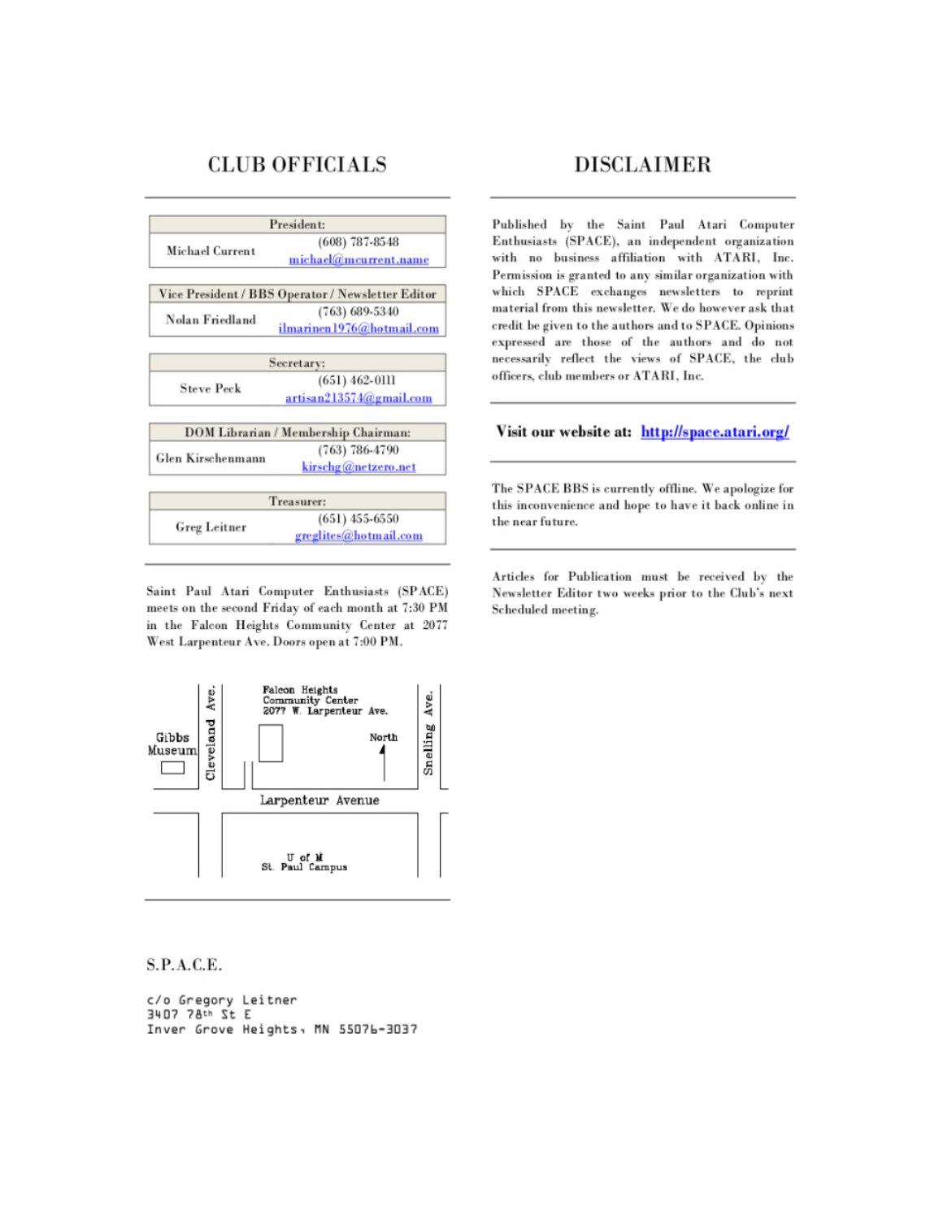## CLUB OFFICIALS

| President: | |
|---|---|
| Michael Current | (608) 787-8548<br>michael@mcurrent.name |

| Vice President / BBS Operator / Newsletter Editor | |
|---|---|
| Nolan Friedland | (763) 689-5340<br>ilmarinen1976@hotmail.com |

| Secretary: | |
|---|---|
| Steve Peck | (651) 462-0111<br>artisan213574@gmail.com |

| DOM Librarian / Membership Chairman: | |
|---|---|
| Glen Kirschenmann | (763) 786-4790<br>kirschg@netzero.net |

| Treasurer: | |
|---|---|
| Greg Leitner | (651) 455-6550<br>greglites@hotmail.com |

Saint Paul Atari Computer Enthusiasts (SPACE) meets on the second Friday of each month at 7:30 PM in the Falcon Heights Community Center at 2077 West Larpenteur Ave. Doors open at 7:00 PM.

Falcon Heights Community Center 2077 W. Larpenteur Ave.

Gibbs Museum

Cleveland Ave.

North

Snelling Ave.

Larpenteur Avenue

U of M St. Paul Campus

S.P.A.C.E.

c/o Gregory Leitner
3407 78th St E
Inver Grove Heights, MN 55076-3037

## DISCLAIMER

Published by the Saint Paul Atari Computer Enthusiasts (SPACE), an independent organization with no business affiliation with ATARI, Inc. Permission is granted to any similar organization with which SPACE exchanges newsletters to reprint material from this newsletter. We do however ask that credit be given to the authors and to SPACE. Opinions expressed are those of the authors and do not necessarily reflect the views of SPACE, the club officers, club members or ATARI, Inc.

**Visit our website at: http://space.atari.org/**

The SPACE BBS is currently offline. We apologize for this inconvenience and hope to have it back online in the near future.

Articles for Publication must be received by the Newsletter Editor two weeks prior to the Club's next Scheduled meeting.